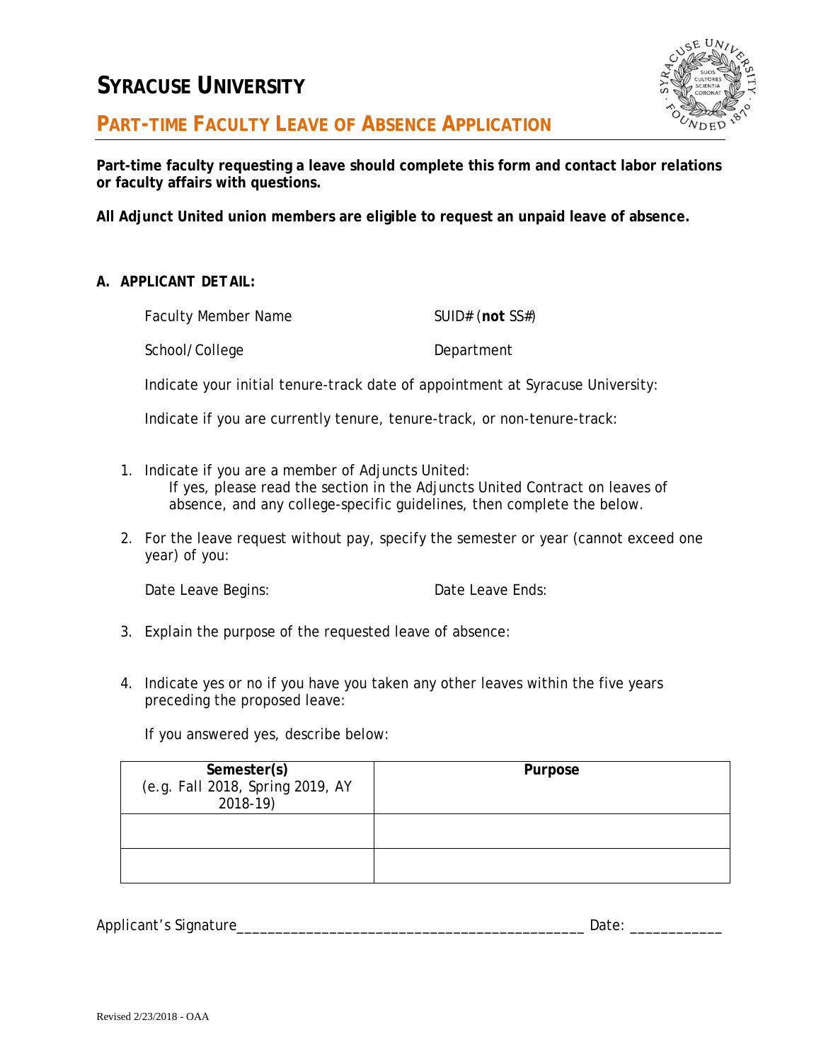# SYRACUSE UNIVERSITY

## PART-TIME FACULTY LEAVE OF ABSENCE APPLICATION

**Part-time faculty requesting a leave should complete this form and contact labor relations or faculty affairs with questions.**

**All Adjunct United union members are eligible to request an unpaid leave of absence.**

**A. APPLICANT DETAIL:**

Faculty Member Name　　　　　　　SUID# (**not** SS#)

School/College　　　　　　　　　Department

Indicate your initial tenure-track date of appointment at Syracuse University:

Indicate if you are currently tenure, tenure-track, or non-tenure-track:

1. Indicate if you are a member of Adjuncts United:
   If yes, please read the section in the Adjuncts United Contract on leaves of absence, and any college-specific guidelines, then complete the below.

2. For the leave request without pay, specify the semester or year (cannot exceed one year) of you:

   Date Leave Begins:　　　　　　　　Date Leave Ends:

3. Explain the purpose of the requested leave of absence:

4. Indicate yes or no if you have you taken any other leaves within the five years preceding the proposed leave:

   If you answered yes, describe below:

| **Semester(s)** (e.g. Fall 2018, Spring 2019, AY 2018-19) | **Purpose** |
|---|---|
| | |
| | |

Applicant's Signature___________________________________________ Date: ___________

Revised 2/23/2018 - OAA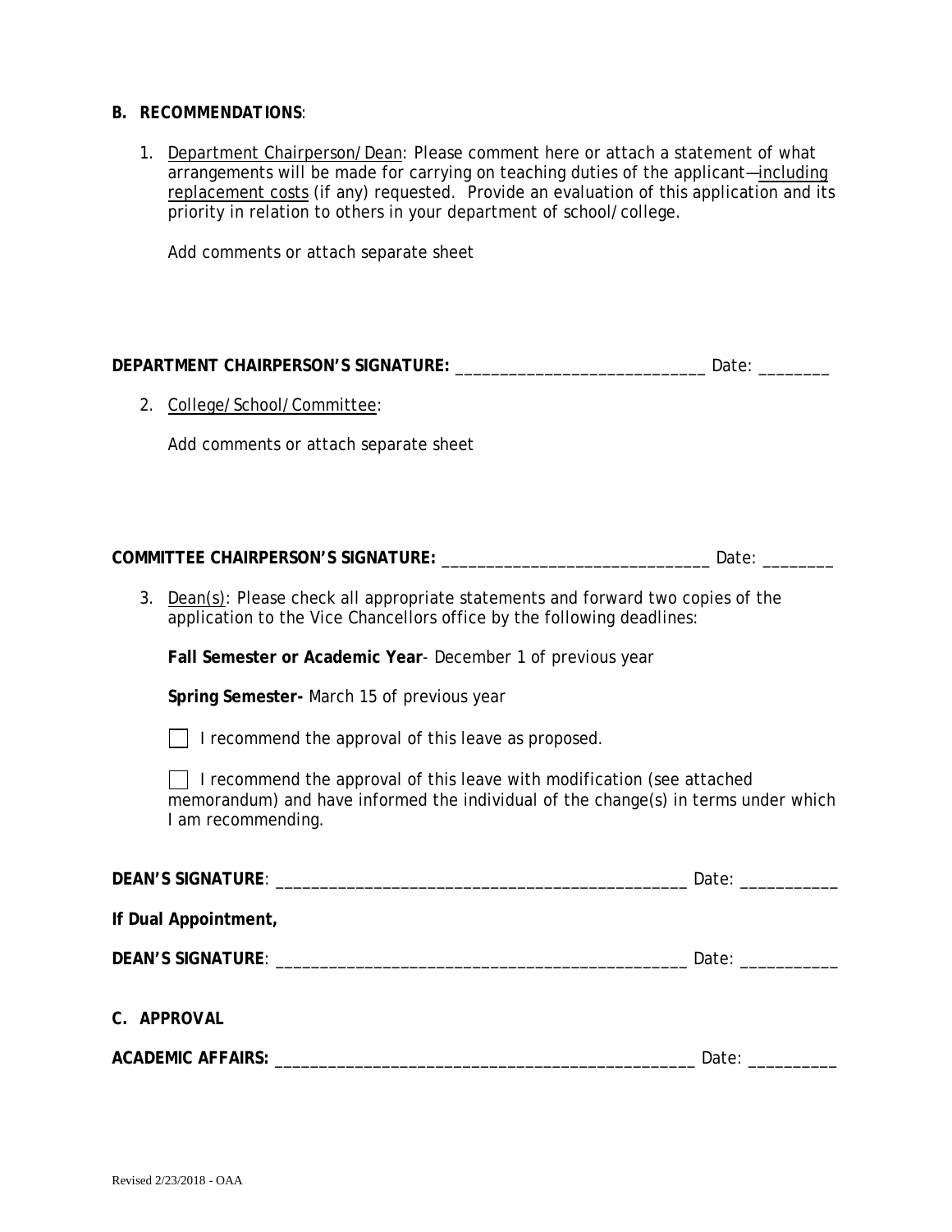**B. RECOMMENDATIONS**:

1. Department Chairperson/Dean: Please comment here or attach a statement of what arrangements will be made for carrying on teaching duties of the applicant—including replacement costs (if any) requested. Provide an evaluation of this application and its priority in relation to others in your department of school/college.

   Add comments or attach separate sheet

**DEPARTMENT CHAIRPERSON'S SIGNATURE:** ____________________________ Date: ________

2. College/School/Committee:

   Add comments or attach separate sheet

**COMMITTEE CHAIRPERSON'S SIGNATURE:** ______________________________ Date: ________

3. Dean(s): Please check all appropriate statements and forward two copies of the application to the Vice Chancellors office by the following deadlines:

   **Fall Semester or Academic Year**- December 1 of previous year

   **Spring Semester-** March 15 of previous year

   ☐ I recommend the approval of this leave as proposed.

   ☐ I recommend the approval of this leave with modification (see attached memorandum) and have informed the individual of the change(s) in terms under which I am recommending.

**DEAN'S SIGNATURE**: ______________________________________________ Date: ___________

**If Dual Appointment,**

**DEAN'S SIGNATURE**: ______________________________________________ Date: ___________

**C. APPROVAL**

**ACADEMIC AFFAIRS:** _______________________________________________ Date: __________

Revised 2/23/2018 - OAA